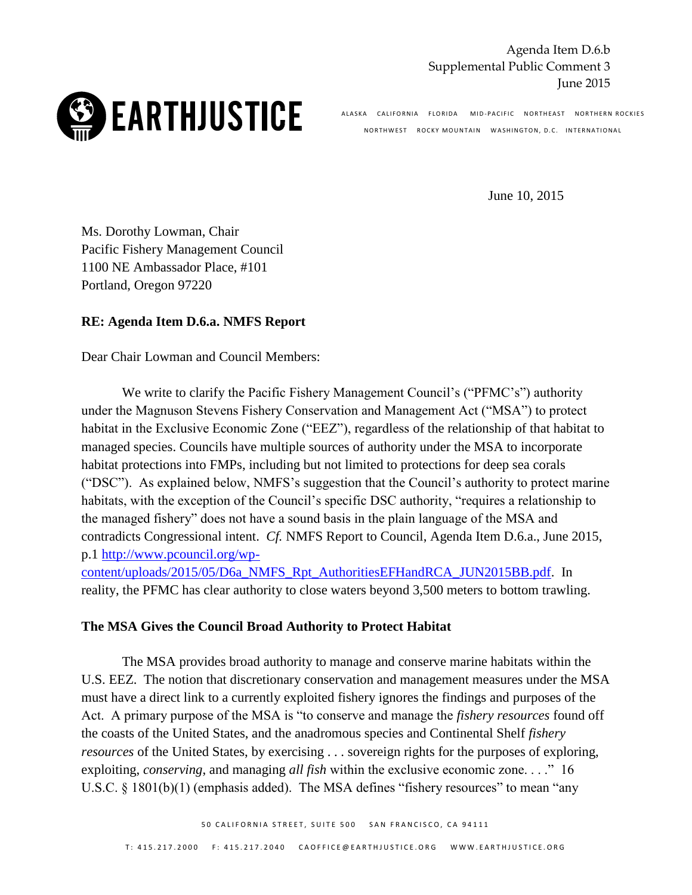Agenda Item D.6.b
Supplemental Public Comment 3
June 2015

**EARTHJUSTICE**

ALASKA CALIFORNIA FLORIDA MID-PACIFIC NORTHEAST NORTHERN ROCKIES NORTHWEST ROCKY MOUNTAIN WASHINGTON, D.C. INTERNATIONAL

June 10, 2015

Ms. Dorothy Lowman, Chair
Pacific Fishery Management Council
1100 NE Ambassador Place, #101
Portland, Oregon 97220

**RE: Agenda Item D.6.a. NMFS Report**

Dear Chair Lowman and Council Members:

We write to clarify the Pacific Fishery Management Council's ("PFMC's") authority under the Magnuson Stevens Fishery Conservation and Management Act ("MSA") to protect habitat in the Exclusive Economic Zone ("EEZ"), regardless of the relationship of that habitat to managed species. Councils have multiple sources of authority under the MSA to incorporate habitat protections into FMPs, including but not limited to protections for deep sea corals ("DSC"). As explained below, NMFS's suggestion that the Council's authority to protect marine habitats, with the exception of the Council's specific DSC authority, "requires a relationship to the managed fishery" does not have a sound basis in the plain language of the MSA and contradicts Congressional intent. *Cf.* NMFS Report to Council, Agenda Item D.6.a., June 2015, p.1 [http://www.pcouncil.org/wp-content/uploads/2015/05/D6a_NMFS_Rpt_AuthoritiesEFHandRCA_JUN2015BB.pdf](http://www.pcouncil.org/wp-content/uploads/2015/05/D6a_NMFS_Rpt_AuthoritiesEFHandRCA_JUN2015BB.pdf). In reality, the PFMC has clear authority to close waters beyond 3,500 meters to bottom trawling.

**The MSA Gives the Council Broad Authority to Protect Habitat**

The MSA provides broad authority to manage and conserve marine habitats within the U.S. EEZ. The notion that discretionary conservation and management measures under the MSA must have a direct link to a currently exploited fishery ignores the findings and purposes of the Act. A primary purpose of the MSA is "to conserve and manage the *fishery resources* found off the coasts of the United States, and the anadromous species and Continental Shelf *fishery resources* of the United States, by exercising . . . sovereign rights for the purposes of exploring, exploiting, *conserving*, and managing *all fish* within the exclusive economic zone. . . ." 16 U.S.C. § 1801(b)(1) (emphasis added). The MSA defines "fishery resources" to mean "any

50 CALIFORNIA STREET, SUITE 500 SAN FRANCISCO, CA 94111

T: 415.217.2000 F: 415.217.2040 CAOFFICE@EARTHJUSTICE.ORG WWW.EARTHJUSTICE.ORG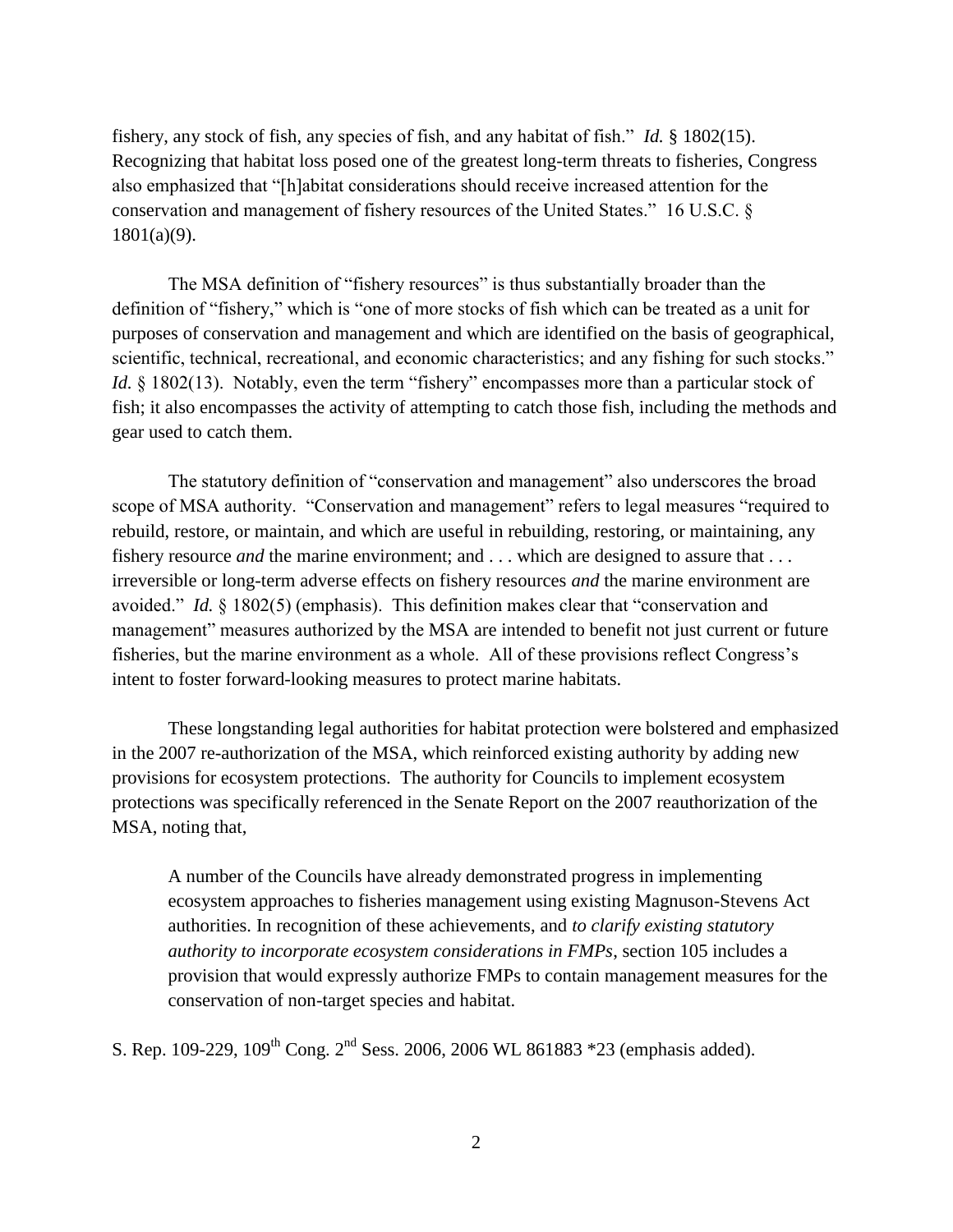fishery, any stock of fish, any species of fish, and any habitat of fish." *Id.* § 1802(15). Recognizing that habitat loss posed one of the greatest long-term threats to fisheries, Congress also emphasized that "[h]abitat considerations should receive increased attention for the conservation and management of fishery resources of the United States." 16 U.S.C. § 1801(a)(9).

The MSA definition of "fishery resources" is thus substantially broader than the definition of "fishery," which is "one of more stocks of fish which can be treated as a unit for purposes of conservation and management and which are identified on the basis of geographical, scientific, technical, recreational, and economic characteristics; and any fishing for such stocks." *Id.* § 1802(13). Notably, even the term "fishery" encompasses more than a particular stock of fish; it also encompasses the activity of attempting to catch those fish, including the methods and gear used to catch them.

The statutory definition of "conservation and management" also underscores the broad scope of MSA authority. "Conservation and management" refers to legal measures "required to rebuild, restore, or maintain, and which are useful in rebuilding, restoring, or maintaining, any fishery resource *and* the marine environment; and . . . which are designed to assure that . . . irreversible or long-term adverse effects on fishery resources *and* the marine environment are avoided." *Id.* § 1802(5) (emphasis). This definition makes clear that "conservation and management" measures authorized by the MSA are intended to benefit not just current or future fisheries, but the marine environment as a whole. All of these provisions reflect Congress's intent to foster forward-looking measures to protect marine habitats.

These longstanding legal authorities for habitat protection were bolstered and emphasized in the 2007 re-authorization of the MSA, which reinforced existing authority by adding new provisions for ecosystem protections. The authority for Councils to implement ecosystem protections was specifically referenced in the Senate Report on the 2007 reauthorization of the MSA, noting that,

> A number of the Councils have already demonstrated progress in implementing ecosystem approaches to fisheries management using existing Magnuson-Stevens Act authorities. In recognition of these achievements, and *to clarify existing statutory authority to incorporate ecosystem considerations in FMPs*, section 105 includes a provision that would expressly authorize FMPs to contain management measures for the conservation of non-target species and habitat.

S. Rep. 109-229, 109th Cong. 2nd Sess. 2006, 2006 WL 861883 *23 (emphasis added).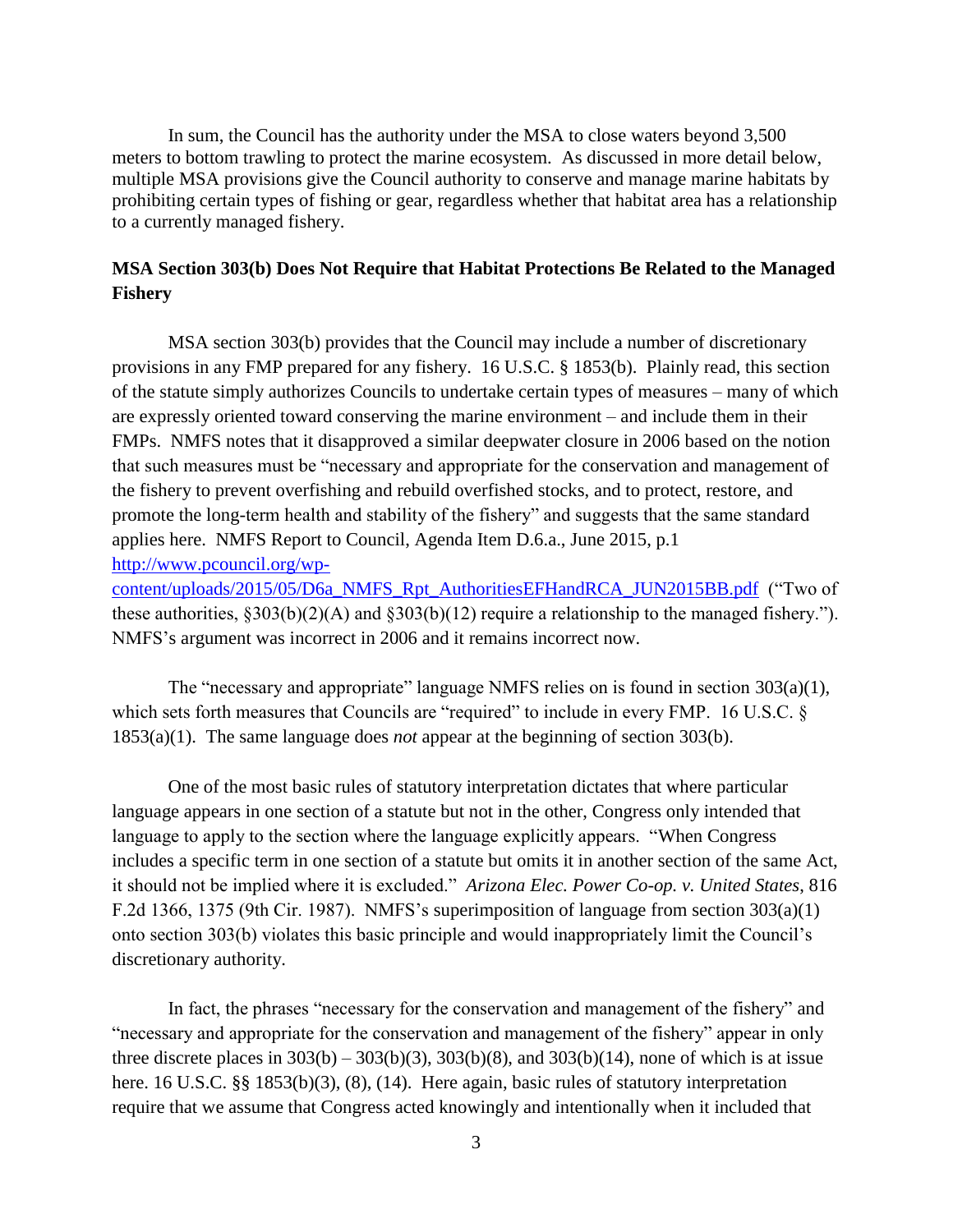In sum, the Council has the authority under the MSA to close waters beyond 3,500 meters to bottom trawling to protect the marine ecosystem. As discussed in more detail below, multiple MSA provisions give the Council authority to conserve and manage marine habitats by prohibiting certain types of fishing or gear, regardless whether that habitat area has a relationship to a currently managed fishery.

**MSA Section 303(b) Does Not Require that Habitat Protections Be Related to the Managed Fishery**

MSA section 303(b) provides that the Council may include a number of discretionary provisions in any FMP prepared for any fishery. 16 U.S.C. § 1853(b). Plainly read, this section of the statute simply authorizes Councils to undertake certain types of measures – many of which are expressly oriented toward conserving the marine environment – and include them in their FMPs. NMFS notes that it disapproved a similar deepwater closure in 2006 based on the notion that such measures must be "necessary and appropriate for the conservation and management of the fishery to prevent overfishing and rebuild overfished stocks, and to protect, restore, and promote the long-term health and stability of the fishery" and suggests that the same standard applies here. NMFS Report to Council, Agenda Item D.6.a., June 2015, p.1 [http://www.pcouncil.org/wp-content/uploads/2015/05/D6a_NMFS_Rpt_AuthoritiesEFHandRCA_JUN2015BB.pdf](http://www.pcouncil.org/wp-content/uploads/2015/05/D6a_NMFS_Rpt_AuthoritiesEFHandRCA_JUN2015BB.pdf) ("Two of these authorities, §303(b)(2)(A) and §303(b)(12) require a relationship to the managed fishery."). NMFS's argument was incorrect in 2006 and it remains incorrect now.

The "necessary and appropriate" language NMFS relies on is found in section 303(a)(1), which sets forth measures that Councils are "required" to include in every FMP. 16 U.S.C. § 1853(a)(1). The same language does *not* appear at the beginning of section 303(b).

One of the most basic rules of statutory interpretation dictates that where particular language appears in one section of a statute but not in the other, Congress only intended that language to apply to the section where the language explicitly appears. "When Congress includes a specific term in one section of a statute but omits it in another section of the same Act, it should not be implied where it is excluded." *Arizona Elec. Power Co-op. v. United States*, 816 F.2d 1366, 1375 (9th Cir. 1987). NMFS's superimposition of language from section 303(a)(1) onto section 303(b) violates this basic principle and would inappropriately limit the Council's discretionary authority.

In fact, the phrases "necessary for the conservation and management of the fishery" and "necessary and appropriate for the conservation and management of the fishery" appear in only three discrete places in 303(b) – 303(b)(3), 303(b)(8), and 303(b)(14), none of which is at issue here. 16 U.S.C. §§ 1853(b)(3), (8), (14). Here again, basic rules of statutory interpretation require that we assume that Congress acted knowingly and intentionally when it included that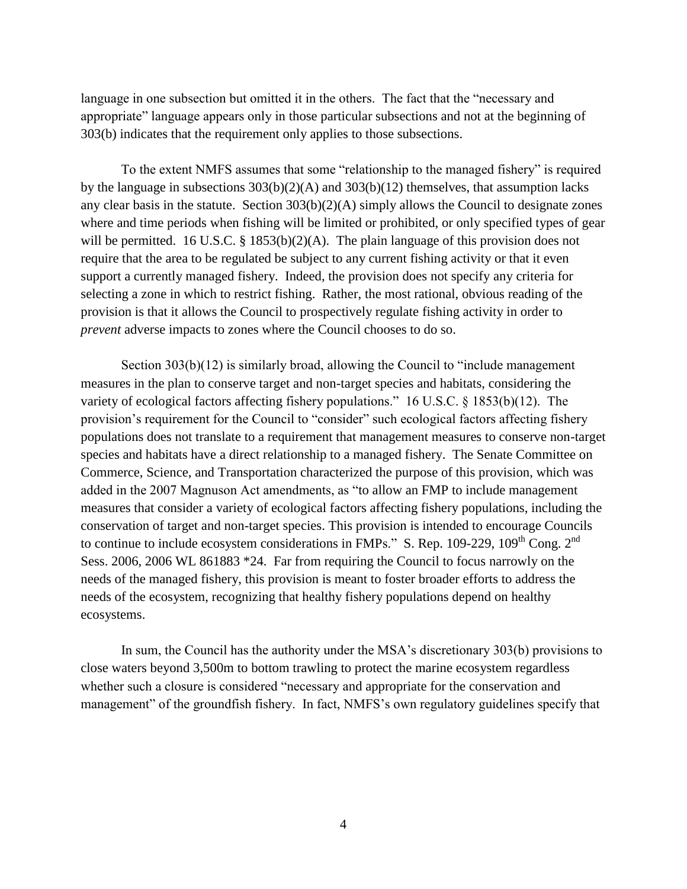language in one subsection but omitted it in the others. The fact that the "necessary and appropriate" language appears only in those particular subsections and not at the beginning of 303(b) indicates that the requirement only applies to those subsections.

To the extent NMFS assumes that some "relationship to the managed fishery" is required by the language in subsections 303(b)(2)(A) and 303(b)(12) themselves, that assumption lacks any clear basis in the statute. Section 303(b)(2)(A) simply allows the Council to designate zones where and time periods when fishing will be limited or prohibited, or only specified types of gear will be permitted. 16 U.S.C. § 1853(b)(2)(A). The plain language of this provision does not require that the area to be regulated be subject to any current fishing activity or that it even support a currently managed fishery. Indeed, the provision does not specify any criteria for selecting a zone in which to restrict fishing. Rather, the most rational, obvious reading of the provision is that it allows the Council to prospectively regulate fishing activity in order to *prevent* adverse impacts to zones where the Council chooses to do so.

Section 303(b)(12) is similarly broad, allowing the Council to "include management measures in the plan to conserve target and non-target species and habitats, considering the variety of ecological factors affecting fishery populations." 16 U.S.C. § 1853(b)(12). The provision's requirement for the Council to "consider" such ecological factors affecting fishery populations does not translate to a requirement that management measures to conserve non-target species and habitats have a direct relationship to a managed fishery. The Senate Committee on Commerce, Science, and Transportation characterized the purpose of this provision, which was added in the 2007 Magnuson Act amendments, as "to allow an FMP to include management measures that consider a variety of ecological factors affecting fishery populations, including the conservation of target and non-target species. This provision is intended to encourage Councils to continue to include ecosystem considerations in FMPs." S. Rep. 109-229, 109th Cong. 2nd Sess. 2006, 2006 WL 861883 *24. Far from requiring the Council to focus narrowly on the needs of the managed fishery, this provision is meant to foster broader efforts to address the needs of the ecosystem, recognizing that healthy fishery populations depend on healthy ecosystems.

In sum, the Council has the authority under the MSA's discretionary 303(b) provisions to close waters beyond 3,500m to bottom trawling to protect the marine ecosystem regardless whether such a closure is considered "necessary and appropriate for the conservation and management" of the groundfish fishery. In fact, NMFS's own regulatory guidelines specify that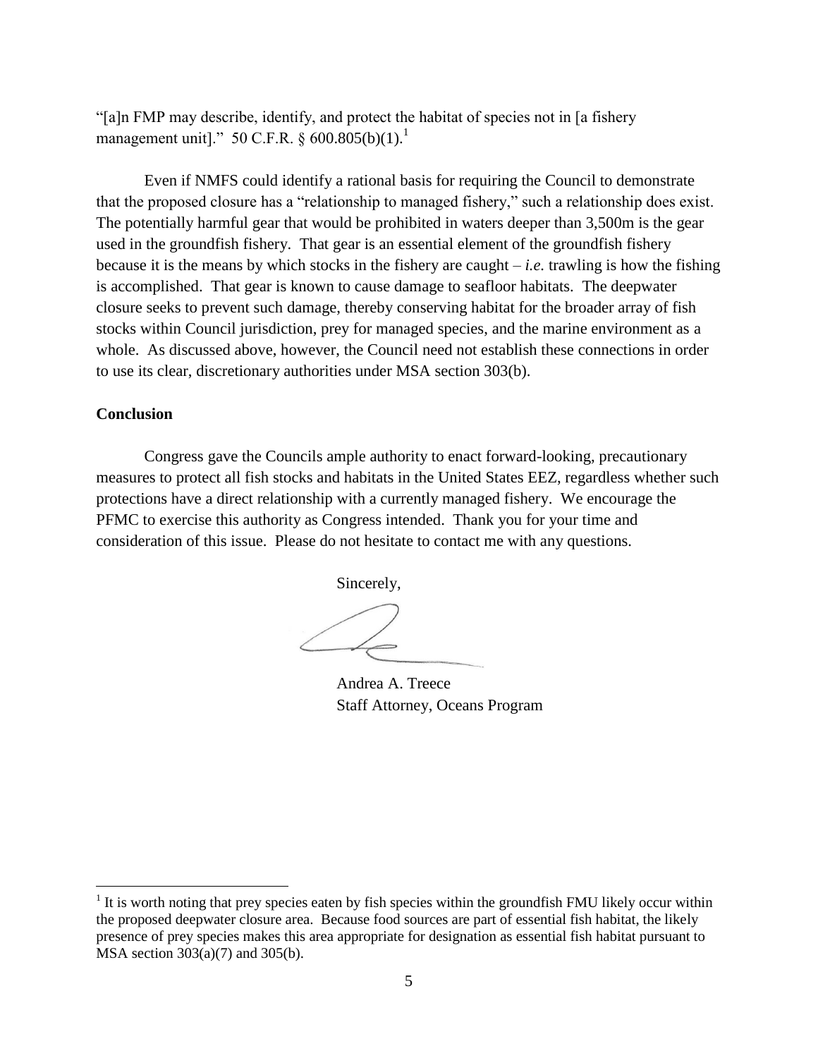"[a]n FMP may describe, identify, and protect the habitat of species not in [a fishery management unit]." 50 C.F.R. § 600.805(b)(1).[1]

Even if NMFS could identify a rational basis for requiring the Council to demonstrate that the proposed closure has a "relationship to managed fishery," such a relationship does exist. The potentially harmful gear that would be prohibited in waters deeper than 3,500m is the gear used in the groundfish fishery. That gear is an essential element of the groundfish fishery because it is the means by which stocks in the fishery are caught – *i.e.* trawling is how the fishing is accomplished. That gear is known to cause damage to seafloor habitats. The deepwater closure seeks to prevent such damage, thereby conserving habitat for the broader array of fish stocks within Council jurisdiction, prey for managed species, and the marine environment as a whole. As discussed above, however, the Council need not establish these connections in order to use its clear, discretionary authorities under MSA section 303(b).

**Conclusion**

Congress gave the Councils ample authority to enact forward-looking, precautionary measures to protect all fish stocks and habitats in the United States EEZ, regardless whether such protections have a direct relationship with a currently managed fishery. We encourage the PFMC to exercise this authority as Congress intended. Thank you for your time and consideration of this issue. Please do not hesitate to contact me with any questions.

Sincerely,

Andrea A. Treece
Staff Attorney, Oceans Program

[1] It is worth noting that prey species eaten by fish species within the groundfish FMU likely occur within the proposed deepwater closure area. Because food sources are part of essential fish habitat, the likely presence of prey species makes this area appropriate for designation as essential fish habitat pursuant to MSA section 303(a)(7) and 305(b).